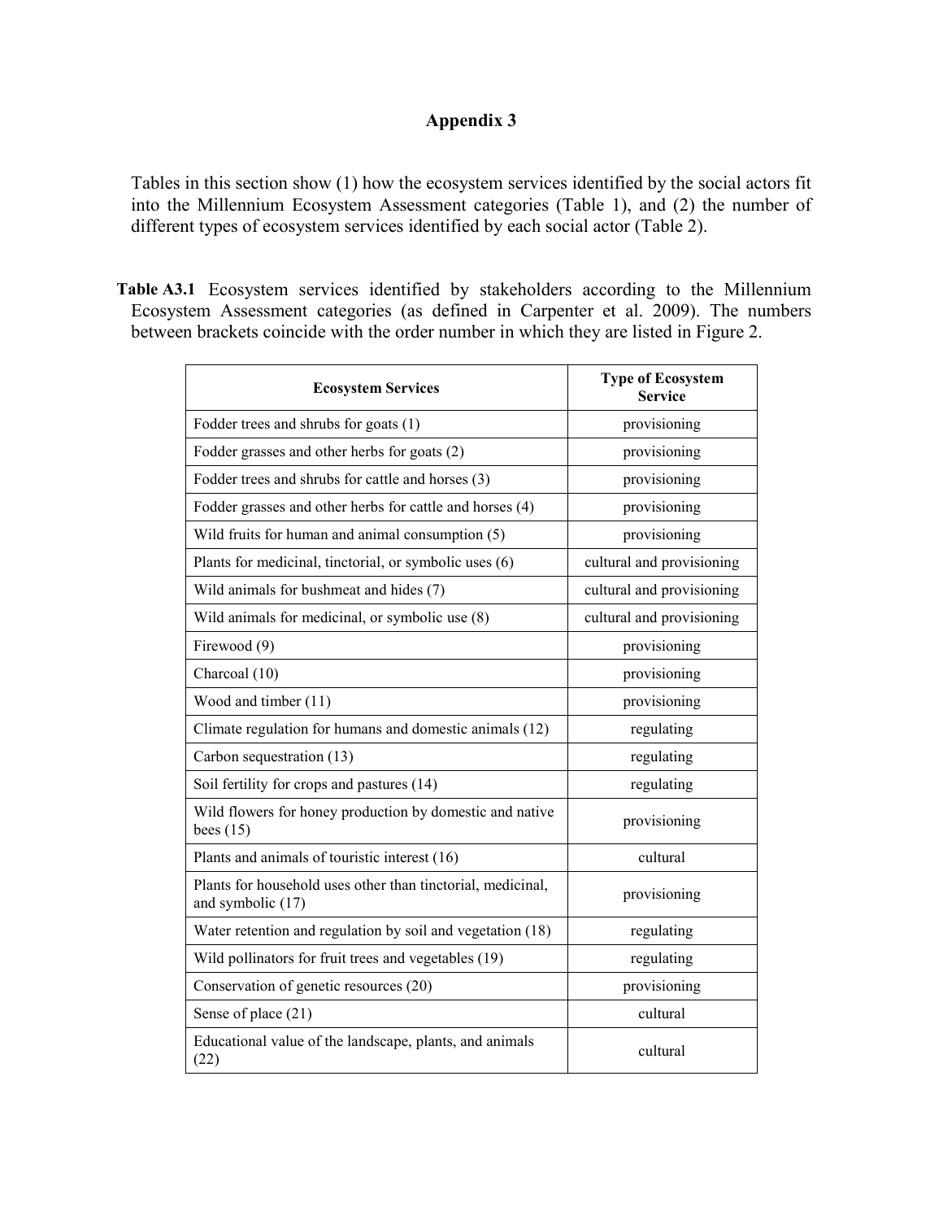# Appendix 3

Tables in this section show (1) how the ecosystem services identified by the social actors fit into the Millennium Ecosystem Assessment categories (Table 1), and (2) the number of different types of ecosystem services identified by each social actor (Table 2).

**Table A3.1** Ecosystem services identified by stakeholders according to the Millennium Ecosystem Assessment categories (as defined in Carpenter et al. 2009). The numbers between brackets coincide with the order number in which they are listed in Figure 2.

| Ecosystem Services | Type of Ecosystem Service |
|---|---|
| Fodder trees and shrubs for goats (1) | provisioning |
| Fodder grasses and other herbs for goats (2) | provisioning |
| Fodder trees and shrubs for cattle and horses (3) | provisioning |
| Fodder grasses and other herbs for cattle and horses (4) | provisioning |
| Wild fruits for human and animal consumption (5) | provisioning |
| Plants for medicinal, tinctorial, or symbolic uses (6) | cultural and provisioning |
| Wild animals for bushmeat and hides (7) | cultural and provisioning |
| Wild animals for medicinal, or symbolic use (8) | cultural and provisioning |
| Firewood (9) | provisioning |
| Charcoal (10) | provisioning |
| Wood and timber (11) | provisioning |
| Climate regulation for humans and domestic animals (12) | regulating |
| Carbon sequestration (13) | regulating |
| Soil fertility for crops and pastures (14) | regulating |
| Wild flowers for honey production by domestic and native bees (15) | provisioning |
| Plants and animals of touristic interest (16) | cultural |
| Plants for household uses other than tinctorial, medicinal, and symbolic (17) | provisioning |
| Water retention and regulation by soil and vegetation (18) | regulating |
| Wild pollinators for fruit trees and vegetables (19) | regulating |
| Conservation of genetic resources (20) | provisioning |
| Sense of place (21) | cultural |
| Educational value of the landscape, plants, and animals (22) | cultural |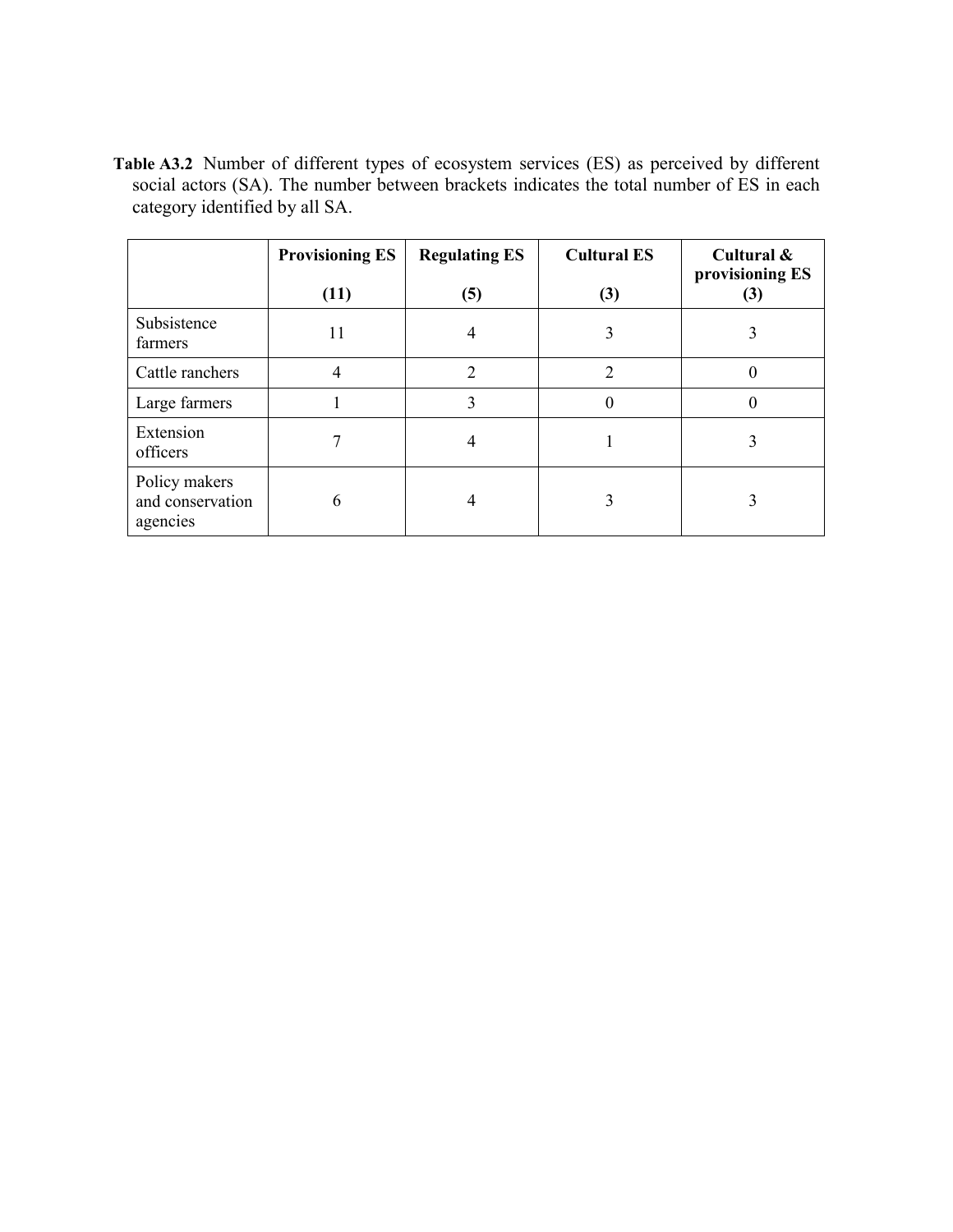**Table A3.2** Number of different types of ecosystem services (ES) as perceived by different social actors (SA). The number between brackets indicates the total number of ES in each category identified by all SA.

| | Provisioning ES (11) | Regulating ES (5) | Cultural ES (3) | Cultural & provisioning ES (3) |
|---|---|---|---|---|
| Subsistence farmers | 11 | 4 | 3 | 3 |
| Cattle ranchers | 4 | 2 | 2 | 0 |
| Large farmers | 1 | 3 | 0 | 0 |
| Extension officers | 7 | 4 | 1 | 3 |
| Policy makers and conservation agencies | 6 | 4 | 3 | 3 |